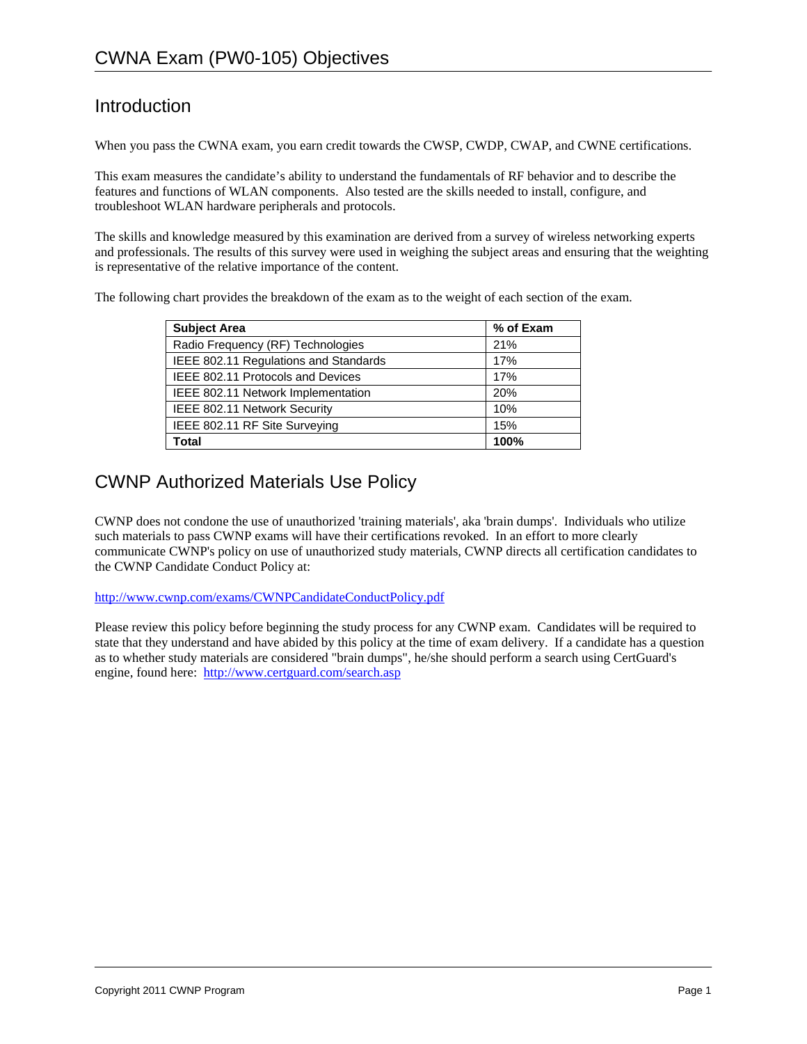# CWNA Exam (PW0-105) Objectives

## Introduction

When you pass the CWNA exam, you earn credit towards the CWSP, CWDP, CWAP, and CWNE certifications.

This exam measures the candidate's ability to understand the fundamentals of RF behavior and to describe the features and functions of WLAN components. Also tested are the skills needed to install, configure, and troubleshoot WLAN hardware peripherals and protocols.

The skills and knowledge measured by this examination are derived from a survey of wireless networking experts and professionals. The results of this survey were used in weighing the subject areas and ensuring that the weighting is representative of the relative importance of the content.

The following chart provides the breakdown of the exam as to the weight of each section of the exam.

| Subject Area | % of Exam |
|---|---|
| Radio Frequency (RF) Technologies | 21% |
| IEEE 802.11 Regulations and Standards | 17% |
| IEEE 802.11 Protocols and Devices | 17% |
| IEEE 802.11 Network Implementation | 20% |
| IEEE 802.11 Network Security | 10% |
| IEEE 802.11 RF Site Surveying | 15% |
| **Total** | **100%** |

## CWNP Authorized Materials Use Policy

CWNP does not condone the use of unauthorized 'training materials', aka 'brain dumps'. Individuals who utilize such materials to pass CWNP exams will have their certifications revoked. In an effort to more clearly communicate CWNP's policy on use of unauthorized study materials, CWNP directs all certification candidates to the CWNP Candidate Conduct Policy at:

http://www.cwnp.com/exams/CWNPCandidateConductPolicy.pdf

Please review this policy before beginning the study process for any CWNP exam. Candidates will be required to state that they understand and have abided by this policy at the time of exam delivery. If a candidate has a question as to whether study materials are considered "brain dumps", he/she should perform a search using CertGuard's engine, found here: http://www.certguard.com/search.asp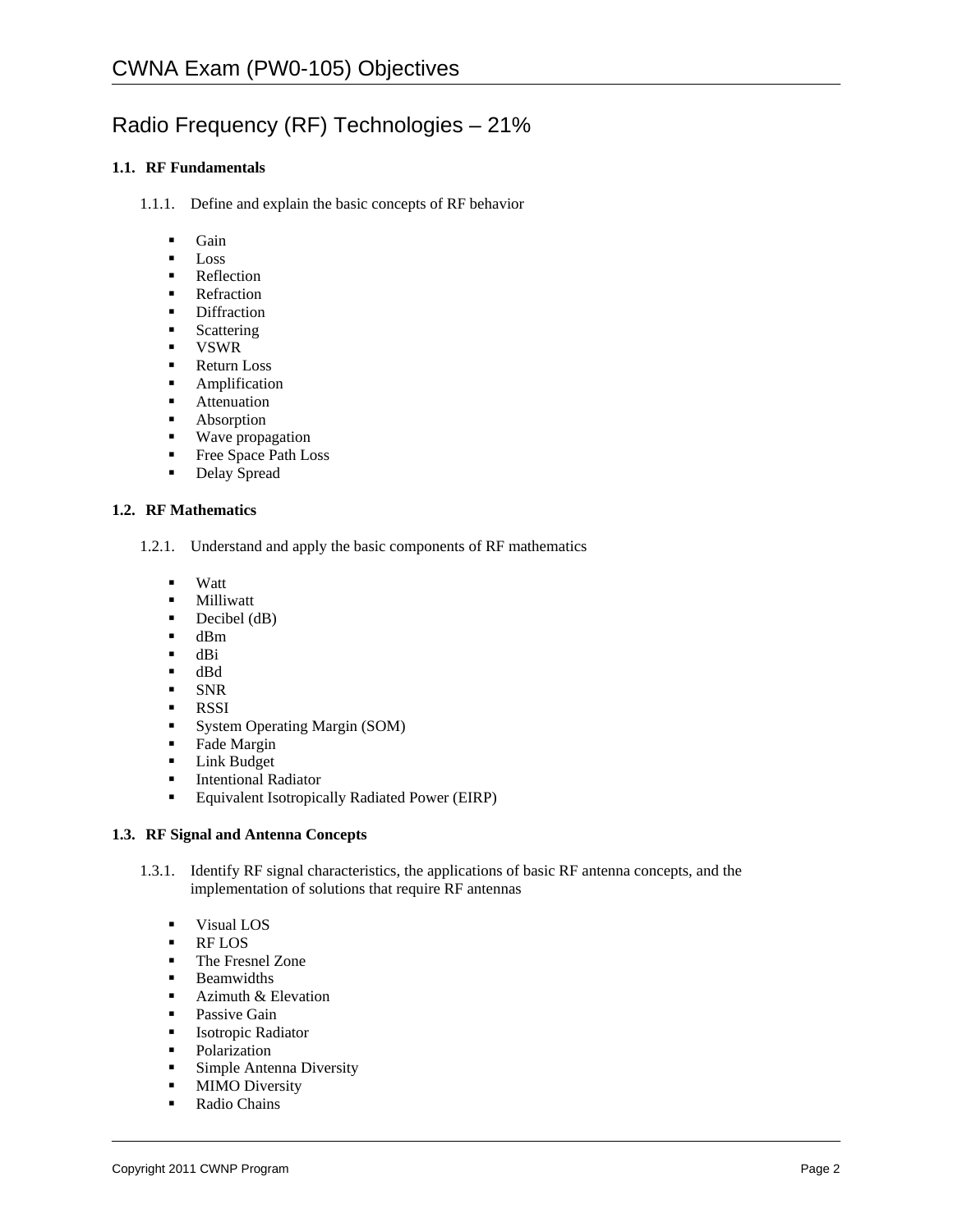# CWNA Exam (PW0-105) Objectives

## Radio Frequency (RF) Technologies – 21%

### 1.1. RF Fundamentals

1.1.1. Define and explain the basic concepts of RF behavior

- Gain
- Loss
- Reflection
- Refraction
- Diffraction
- Scattering
- VSWR
- Return Loss
- Amplification
- Attenuation
- Absorption
- Wave propagation
- Free Space Path Loss
- Delay Spread

### 1.2. RF Mathematics

1.2.1. Understand and apply the basic components of RF mathematics

- Watt
- Milliwatt
- Decibel (dB)
- dBm
- dBi
- dBd
- SNR
- RSSI
- System Operating Margin (SOM)
- Fade Margin
- Link Budget
- Intentional Radiator
- Equivalent Isotropically Radiated Power (EIRP)

### 1.3. RF Signal and Antenna Concepts

1.3.1. Identify RF signal characteristics, the applications of basic RF antenna concepts, and the implementation of solutions that require RF antennas

- Visual LOS
- RF LOS
- The Fresnel Zone
- Beamwidths
- Azimuth & Elevation
- Passive Gain
- Isotropic Radiator
- Polarization
- Simple Antenna Diversity
- MIMO Diversity
- Radio Chains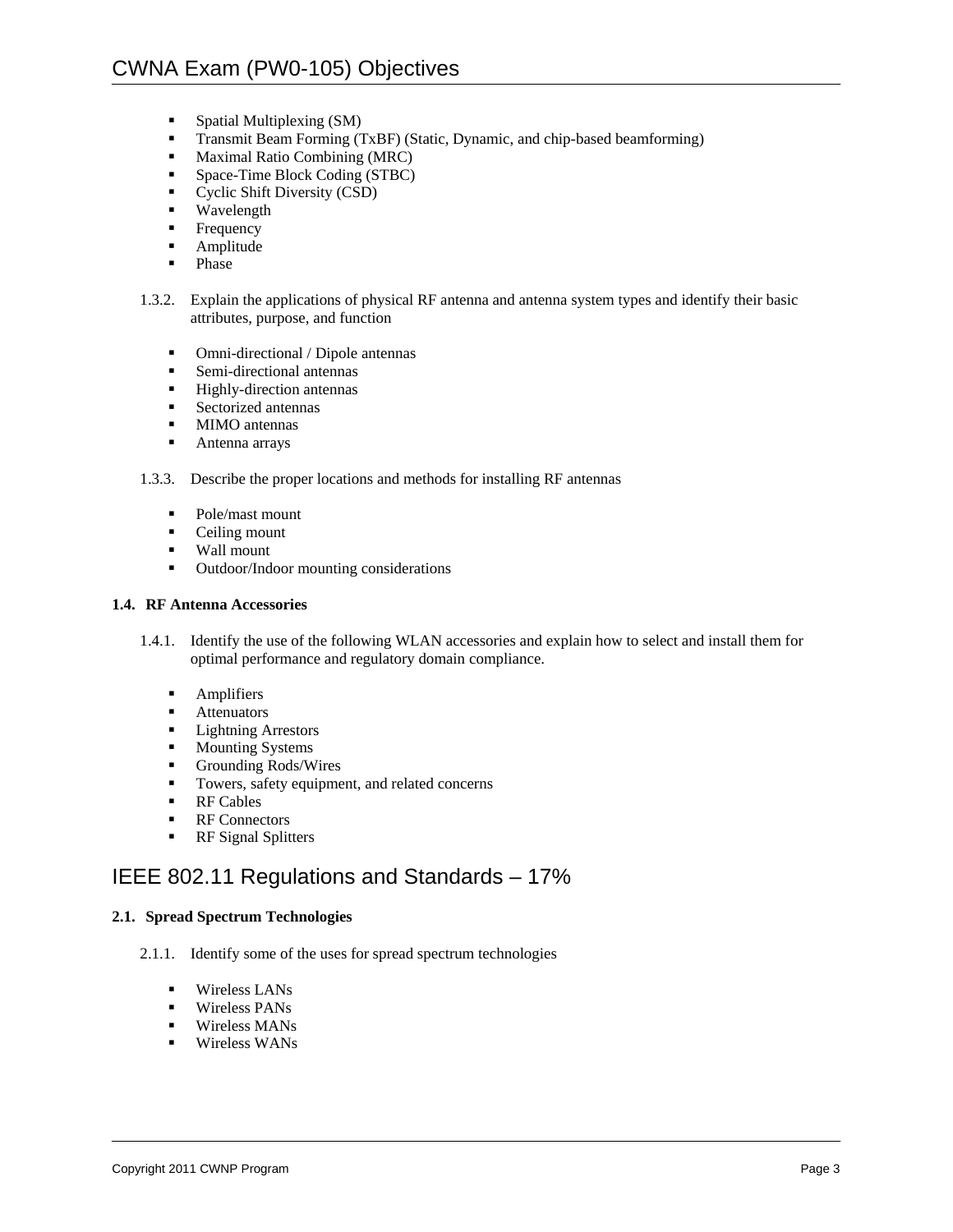- Spatial Multiplexing (SM)
- Transmit Beam Forming (TxBF) (Static, Dynamic, and chip-based beamforming)
- Maximal Ratio Combining (MRC)
- Space-Time Block Coding (STBC)
- Cyclic Shift Diversity (CSD)
- Wavelength
- Frequency
- Amplitude
- Phase

1.3.2. Explain the applications of physical RF antenna and antenna system types and identify their basic attributes, purpose, and function

- Omni-directional / Dipole antennas
- Semi-directional antennas
- Highly-direction antennas
- Sectorized antennas
- MIMO antennas
- Antenna arrays

1.3.3. Describe the proper locations and methods for installing RF antennas

- Pole/mast mount
- Ceiling mount
- Wall mount
- Outdoor/Indoor mounting considerations

**1.4. RF Antenna Accessories**

1.4.1. Identify the use of the following WLAN accessories and explain how to select and install them for optimal performance and regulatory domain compliance.

- Amplifiers
- Attenuators
- Lightning Arrestors
- Mounting Systems
- Grounding Rods/Wires
- Towers, safety equipment, and related concerns
- RF Cables
- RF Connectors
- RF Signal Splitters

## IEEE 802.11 Regulations and Standards – 17%

**2.1. Spread Spectrum Technologies**

2.1.1. Identify some of the uses for spread spectrum technologies

- Wireless LANs
- Wireless PANs
- Wireless MANs
- Wireless WANs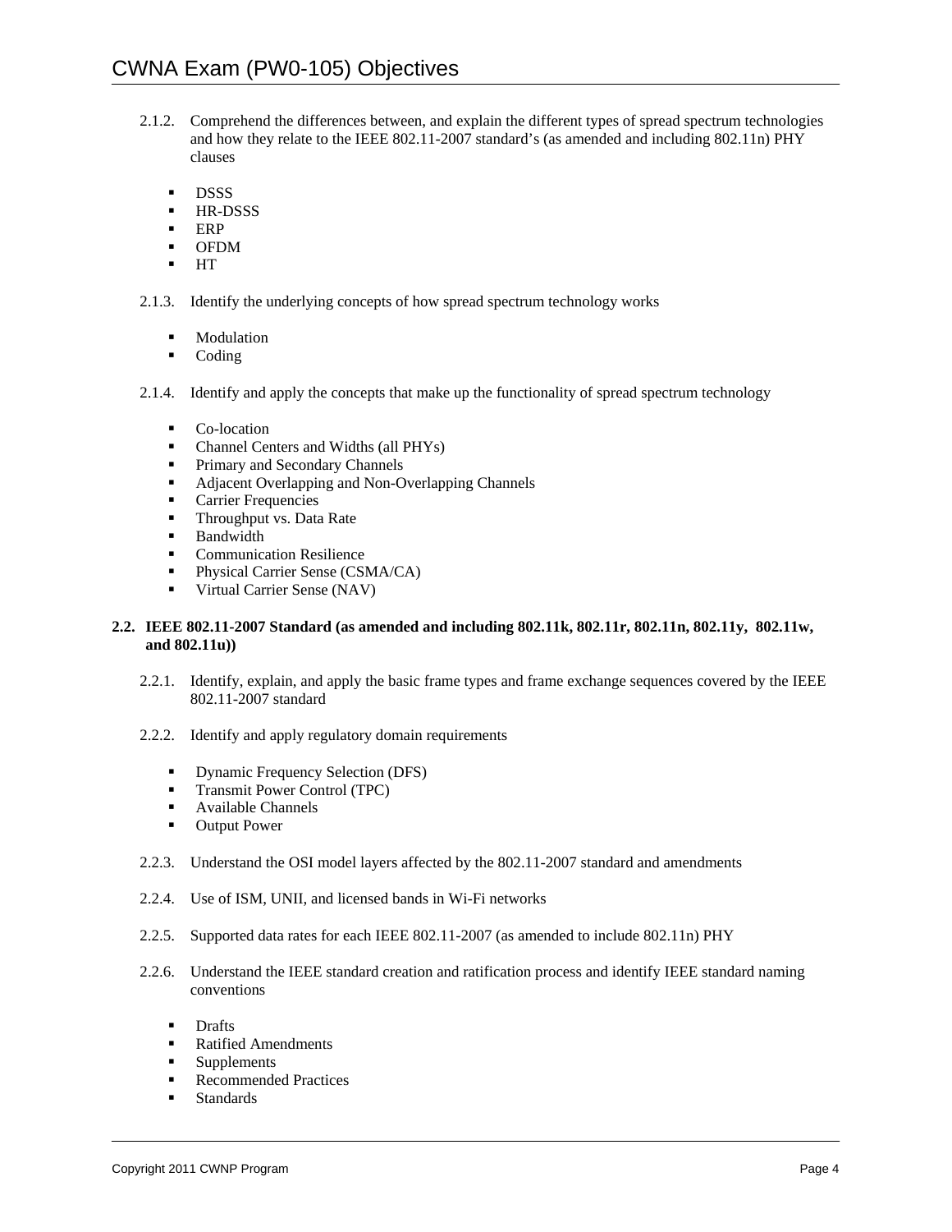2.1.2. Comprehend the differences between, and explain the different types of spread spectrum technologies and how they relate to the IEEE 802.11-2007 standard's (as amended and including 802.11n) PHY clauses

- DSSS
- HR-DSSS
- ERP
- OFDM
- HT

2.1.3. Identify the underlying concepts of how spread spectrum technology works

- Modulation
- Coding

2.1.4. Identify and apply the concepts that make up the functionality of spread spectrum technology

- Co-location
- Channel Centers and Widths (all PHYs)
- Primary and Secondary Channels
- Adjacent Overlapping and Non-Overlapping Channels
- Carrier Frequencies
- Throughput vs. Data Rate
- Bandwidth
- Communication Resilience
- Physical Carrier Sense (CSMA/CA)
- Virtual Carrier Sense (NAV)

**2.2. IEEE 802.11-2007 Standard (as amended and including 802.11k, 802.11r, 802.11n, 802.11y, 802.11w, and 802.11u))**

2.2.1. Identify, explain, and apply the basic frame types and frame exchange sequences covered by the IEEE 802.11-2007 standard

2.2.2. Identify and apply regulatory domain requirements

- Dynamic Frequency Selection (DFS)
- Transmit Power Control (TPC)
- Available Channels
- Output Power

2.2.3. Understand the OSI model layers affected by the 802.11-2007 standard and amendments

2.2.4. Use of ISM, UNII, and licensed bands in Wi-Fi networks

2.2.5. Supported data rates for each IEEE 802.11-2007 (as amended to include 802.11n) PHY

2.2.6. Understand the IEEE standard creation and ratification process and identify IEEE standard naming conventions

- Drafts
- Ratified Amendments
- Supplements
- Recommended Practices
- Standards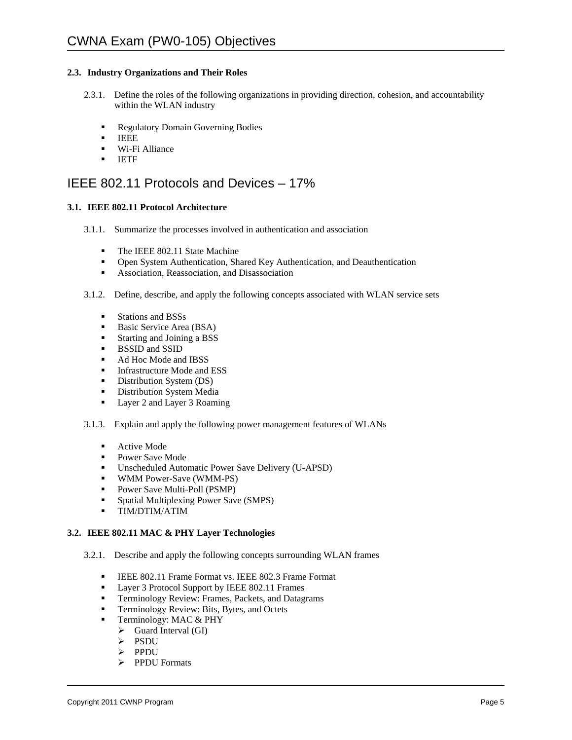### 2.3. Industry Organizations and Their Roles

2.3.1. Define the roles of the following organizations in providing direction, cohesion, and accountability within the WLAN industry

- Regulatory Domain Governing Bodies
- IEEE
- Wi-Fi Alliance
- IETF

## IEEE 802.11 Protocols and Devices – 17%

### 3.1. IEEE 802.11 Protocol Architecture

3.1.1. Summarize the processes involved in authentication and association

- The IEEE 802.11 State Machine
- Open System Authentication, Shared Key Authentication, and Deauthentication
- Association, Reassociation, and Disassociation

3.1.2. Define, describe, and apply the following concepts associated with WLAN service sets

- Stations and BSSs
- Basic Service Area (BSA)
- Starting and Joining a BSS
- BSSID and SSID
- Ad Hoc Mode and IBSS
- Infrastructure Mode and ESS
- Distribution System (DS)
- Distribution System Media
- Layer 2 and Layer 3 Roaming

3.1.3. Explain and apply the following power management features of WLANs

- Active Mode
- Power Save Mode
- Unscheduled Automatic Power Save Delivery (U-APSD)
- WMM Power-Save (WMM-PS)
- Power Save Multi-Poll (PSMP)
- Spatial Multiplexing Power Save (SMPS)
- TIM/DTIM/ATIM

### 3.2. IEEE 802.11 MAC & PHY Layer Technologies

3.2.1. Describe and apply the following concepts surrounding WLAN frames

- IEEE 802.11 Frame Format vs. IEEE 802.3 Frame Format
- Layer 3 Protocol Support by IEEE 802.11 Frames
- Terminology Review: Frames, Packets, and Datagrams
- Terminology Review: Bits, Bytes, and Octets
- Terminology: MAC & PHY
  - Guard Interval (GI)
  - PSDU
  - PPDU
  - PPDU Formats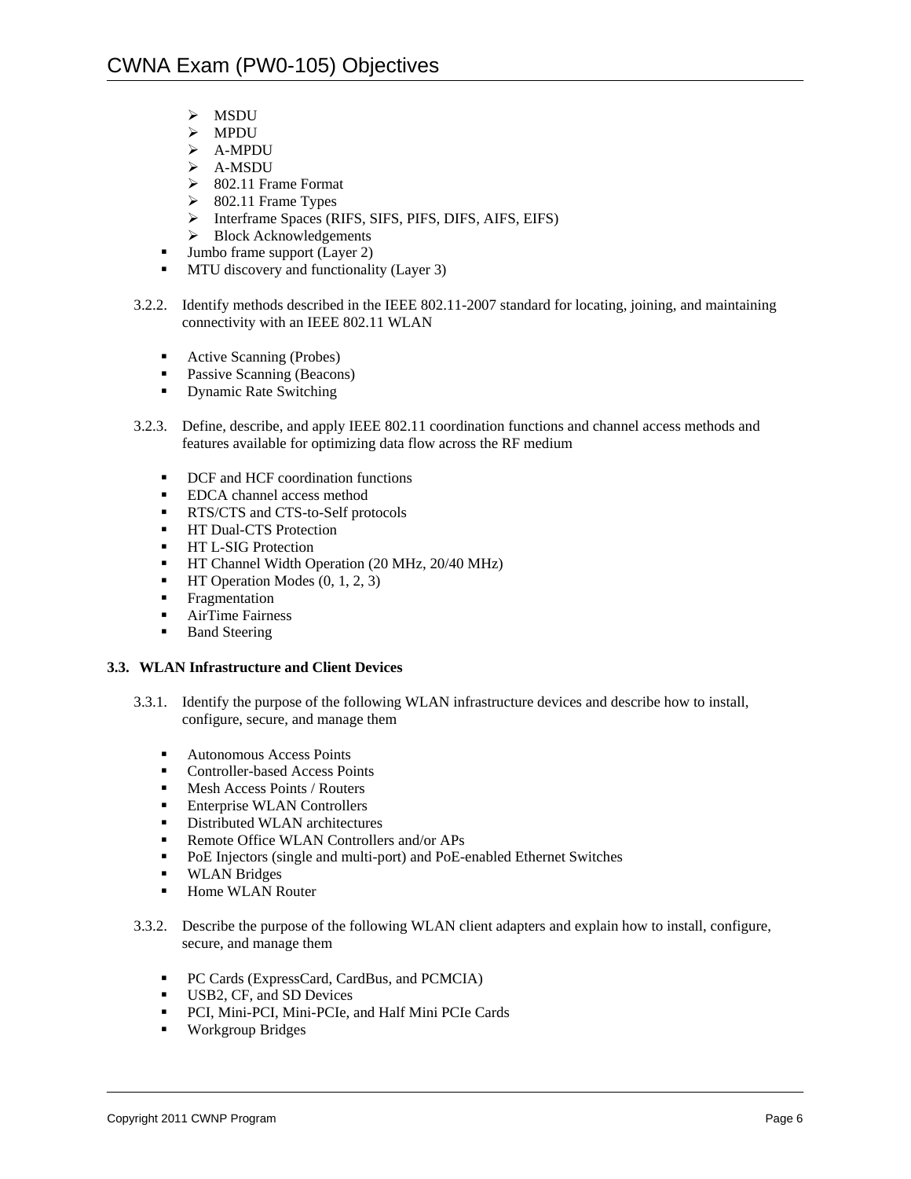- MSDU
    - MPDU
    - A-MPDU
    - A-MSDU
    - 802.11 Frame Format
    - 802.11 Frame Types
    - Interframe Spaces (RIFS, SIFS, PIFS, DIFS, AIFS, EIFS)
    - Block Acknowledgements
- Jumbo frame support (Layer 2)
- MTU discovery and functionality (Layer 3)

3.2.2. Identify methods described in the IEEE 802.11-2007 standard for locating, joining, and maintaining connectivity with an IEEE 802.11 WLAN

- Active Scanning (Probes)
- Passive Scanning (Beacons)
- Dynamic Rate Switching

3.2.3. Define, describe, and apply IEEE 802.11 coordination functions and channel access methods and features available for optimizing data flow across the RF medium

- DCF and HCF coordination functions
- EDCA channel access method
- RTS/CTS and CTS-to-Self protocols
- HT Dual-CTS Protection
- HT L-SIG Protection
- HT Channel Width Operation (20 MHz, 20/40 MHz)
- HT Operation Modes (0, 1, 2, 3)
- Fragmentation
- AirTime Fairness
- Band Steering

**3.3. WLAN Infrastructure and Client Devices**

3.3.1. Identify the purpose of the following WLAN infrastructure devices and describe how to install, configure, secure, and manage them

- Autonomous Access Points
- Controller-based Access Points
- Mesh Access Points / Routers
- Enterprise WLAN Controllers
- Distributed WLAN architectures
- Remote Office WLAN Controllers and/or APs
- PoE Injectors (single and multi-port) and PoE-enabled Ethernet Switches
- WLAN Bridges
- Home WLAN Router

3.3.2. Describe the purpose of the following WLAN client adapters and explain how to install, configure, secure, and manage them

- PC Cards (ExpressCard, CardBus, and PCMCIA)
- USB2, CF, and SD Devices
- PCI, Mini-PCI, Mini-PCIe, and Half Mini PCIe Cards
- Workgroup Bridges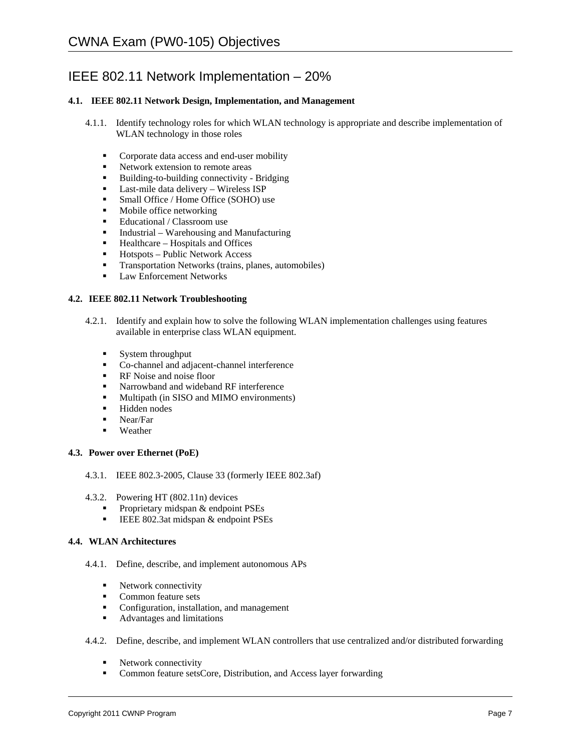## IEEE 802.11 Network Implementation – 20%

### 4.1. IEEE 802.11 Network Design, Implementation, and Management

4.1.1. Identify technology roles for which WLAN technology is appropriate and describe implementation of WLAN technology in those roles

- Corporate data access and end-user mobility
- Network extension to remote areas
- Building-to-building connectivity - Bridging
- Last-mile data delivery – Wireless ISP
- Small Office / Home Office (SOHO) use
- Mobile office networking
- Educational / Classroom use
- Industrial – Warehousing and Manufacturing
- Healthcare – Hospitals and Offices
- Hotspots – Public Network Access
- Transportation Networks (trains, planes, automobiles)
- Law Enforcement Networks

### 4.2. IEEE 802.11 Network Troubleshooting

4.2.1. Identify and explain how to solve the following WLAN implementation challenges using features available in enterprise class WLAN equipment.

- System throughput
- Co-channel and adjacent-channel interference
- RF Noise and noise floor
- Narrowband and wideband RF interference
- Multipath (in SISO and MIMO environments)
- Hidden nodes
- Near/Far
- Weather

### 4.3. Power over Ethernet (PoE)

4.3.1. IEEE 802.3-2005, Clause 33 (formerly IEEE 802.3af)

4.3.2. Powering HT (802.11n) devices
- Proprietary midspan & endpoint PSEs
- IEEE 802.3at midspan & endpoint PSEs

### 4.4. WLAN Architectures

4.4.1. Define, describe, and implement autonomous APs

- Network connectivity
- Common feature sets
- Configuration, installation, and management
- Advantages and limitations

4.4.2. Define, describe, and implement WLAN controllers that use centralized and/or distributed forwarding

- Network connectivity
- Common feature setsCore, Distribution, and Access layer forwarding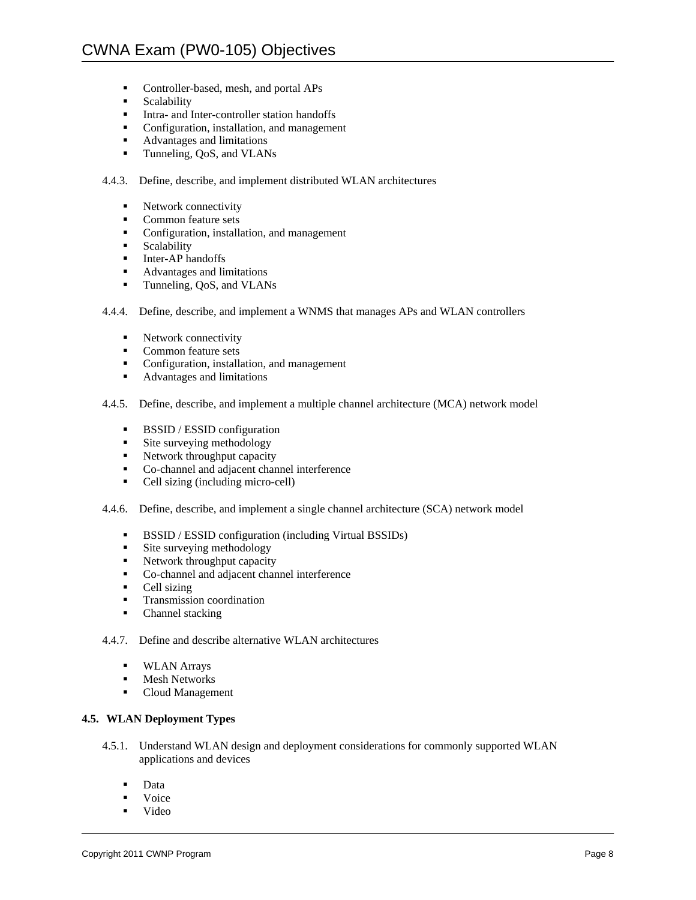- Controller-based, mesh, and portal APs
- Scalability
- Intra- and Inter-controller station handoffs
- Configuration, installation, and management
- Advantages and limitations
- Tunneling, QoS, and VLANs

4.4.3. Define, describe, and implement distributed WLAN architectures

- Network connectivity
- Common feature sets
- Configuration, installation, and management
- Scalability
- Inter-AP handoffs
- Advantages and limitations
- Tunneling, QoS, and VLANs

4.4.4. Define, describe, and implement a WNMS that manages APs and WLAN controllers

- Network connectivity
- Common feature sets
- Configuration, installation, and management
- Advantages and limitations

4.4.5. Define, describe, and implement a multiple channel architecture (MCA) network model

- BSSID / ESSID configuration
- Site surveying methodology
- Network throughput capacity
- Co-channel and adjacent channel interference
- Cell sizing (including micro-cell)

4.4.6. Define, describe, and implement a single channel architecture (SCA) network model

- BSSID / ESSID configuration (including Virtual BSSIDs)
- Site surveying methodology
- Network throughput capacity
- Co-channel and adjacent channel interference
- Cell sizing
- Transmission coordination
- Channel stacking

4.4.7. Define and describe alternative WLAN architectures

- WLAN Arrays
- Mesh Networks
- Cloud Management

**4.5. WLAN Deployment Types**

4.5.1. Understand WLAN design and deployment considerations for commonly supported WLAN applications and devices

- Data
- Voice
- Video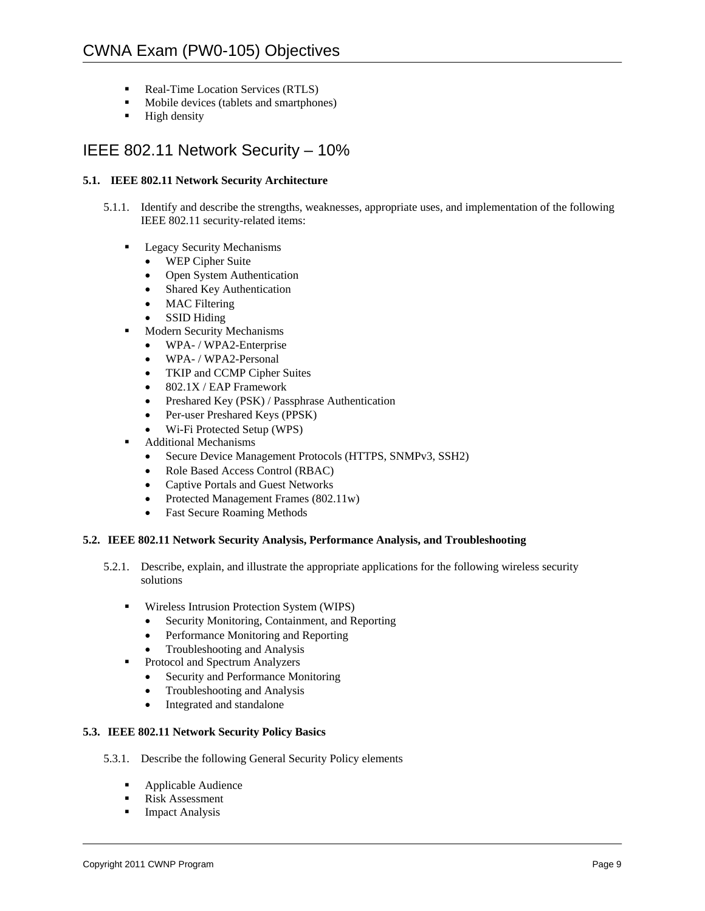- Real-Time Location Services (RTLS)
- Mobile devices (tablets and smartphones)
- High density

## IEEE 802.11 Network Security – 10%

### 5.1. IEEE 802.11 Network Security Architecture

5.1.1. Identify and describe the strengths, weaknesses, appropriate uses, and implementation of the following IEEE 802.11 security-related items:

- Legacy Security Mechanisms
  - WEP Cipher Suite
  - Open System Authentication
  - Shared Key Authentication
  - MAC Filtering
  - SSID Hiding
- Modern Security Mechanisms
  - WPA- / WPA2-Enterprise
  - WPA- / WPA2-Personal
  - TKIP and CCMP Cipher Suites
  - 802.1X / EAP Framework
  - Preshared Key (PSK) / Passphrase Authentication
  - Per-user Preshared Keys (PPSK)
  - Wi-Fi Protected Setup (WPS)
- Additional Mechanisms
  - Secure Device Management Protocols (HTTPS, SNMPv3, SSH2)
  - Role Based Access Control (RBAC)
  - Captive Portals and Guest Networks
  - Protected Management Frames (802.11w)
  - Fast Secure Roaming Methods

### 5.2. IEEE 802.11 Network Security Analysis, Performance Analysis, and Troubleshooting

5.2.1. Describe, explain, and illustrate the appropriate applications for the following wireless security solutions

- Wireless Intrusion Protection System (WIPS)
  - Security Monitoring, Containment, and Reporting
  - Performance Monitoring and Reporting
  - Troubleshooting and Analysis
- Protocol and Spectrum Analyzers
  - Security and Performance Monitoring
  - Troubleshooting and Analysis
  - Integrated and standalone

### 5.3. IEEE 802.11 Network Security Policy Basics

5.3.1. Describe the following General Security Policy elements

- Applicable Audience
- Risk Assessment
- Impact Analysis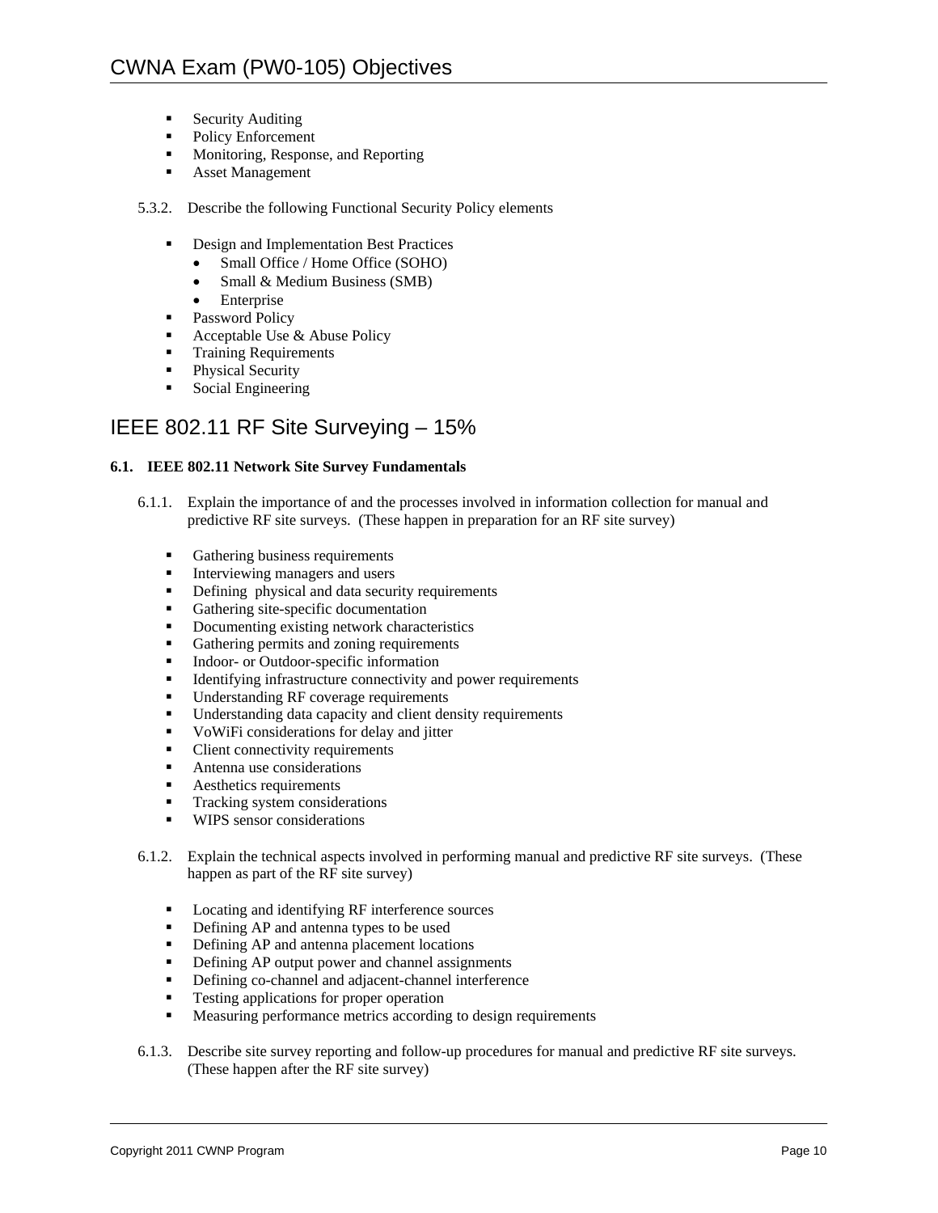- Security Auditing
- Policy Enforcement
- Monitoring, Response, and Reporting
- Asset Management

5.3.2. Describe the following Functional Security Policy elements

- Design and Implementation Best Practices
  - Small Office / Home Office (SOHO)
  - Small & Medium Business (SMB)
  - Enterprise
- Password Policy
- Acceptable Use & Abuse Policy
- Training Requirements
- Physical Security
- Social Engineering

## IEEE 802.11 RF Site Surveying – 15%

**6.1. IEEE 802.11 Network Site Survey Fundamentals**

6.1.1. Explain the importance of and the processes involved in information collection for manual and predictive RF site surveys. (These happen in preparation for an RF site survey)

- Gathering business requirements
- Interviewing managers and users
- Defining physical and data security requirements
- Gathering site-specific documentation
- Documenting existing network characteristics
- Gathering permits and zoning requirements
- Indoor- or Outdoor-specific information
- Identifying infrastructure connectivity and power requirements
- Understanding RF coverage requirements
- Understanding data capacity and client density requirements
- VoWiFi considerations for delay and jitter
- Client connectivity requirements
- Antenna use considerations
- Aesthetics requirements
- Tracking system considerations
- WIPS sensor considerations

6.1.2. Explain the technical aspects involved in performing manual and predictive RF site surveys. (These happen as part of the RF site survey)

- Locating and identifying RF interference sources
- Defining AP and antenna types to be used
- Defining AP and antenna placement locations
- Defining AP output power and channel assignments
- Defining co-channel and adjacent-channel interference
- Testing applications for proper operation
- Measuring performance metrics according to design requirements

6.1.3. Describe site survey reporting and follow-up procedures for manual and predictive RF site surveys. (These happen after the RF site survey)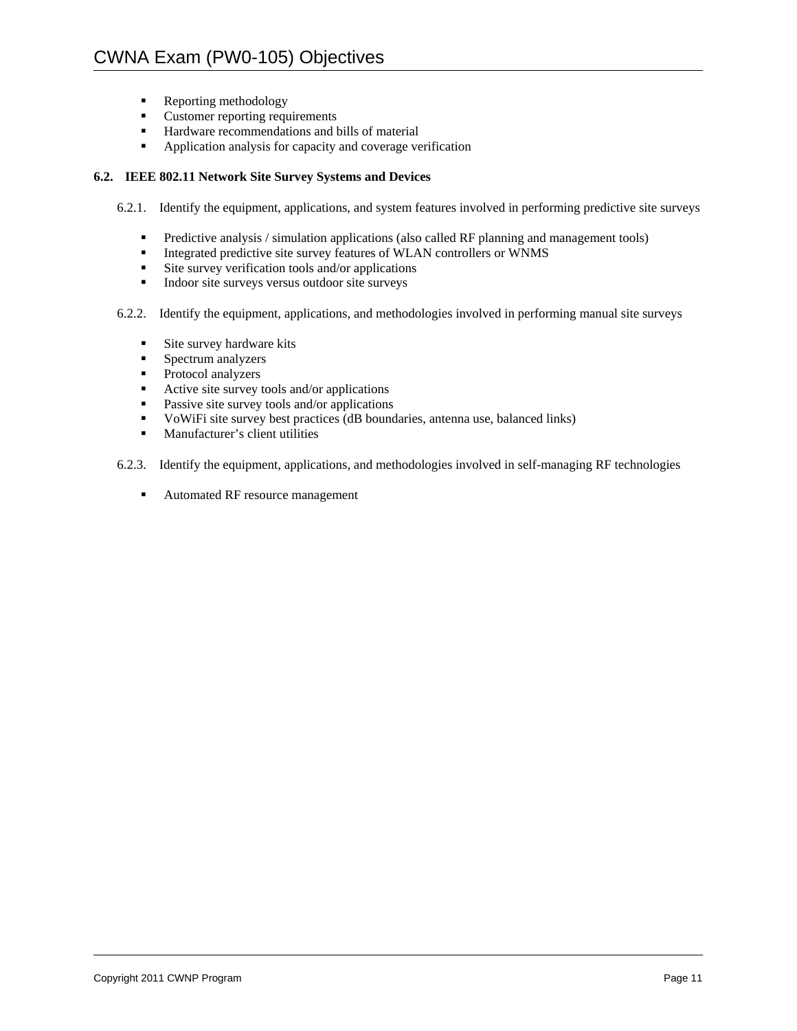- Reporting methodology
- Customer reporting requirements
- Hardware recommendations and bills of material
- Application analysis for capacity and coverage verification

**6.2. IEEE 802.11 Network Site Survey Systems and Devices**

6.2.1. Identify the equipment, applications, and system features involved in performing predictive site surveys

- Predictive analysis / simulation applications (also called RF planning and management tools)
- Integrated predictive site survey features of WLAN controllers or WNMS
- Site survey verification tools and/or applications
- Indoor site surveys versus outdoor site surveys

6.2.2. Identify the equipment, applications, and methodologies involved in performing manual site surveys

- Site survey hardware kits
- Spectrum analyzers
- Protocol analyzers
- Active site survey tools and/or applications
- Passive site survey tools and/or applications
- VoWiFi site survey best practices (dB boundaries, antenna use, balanced links)
- Manufacturer’s client utilities

6.2.3. Identify the equipment, applications, and methodologies involved in self-managing RF technologies

- Automated RF resource management